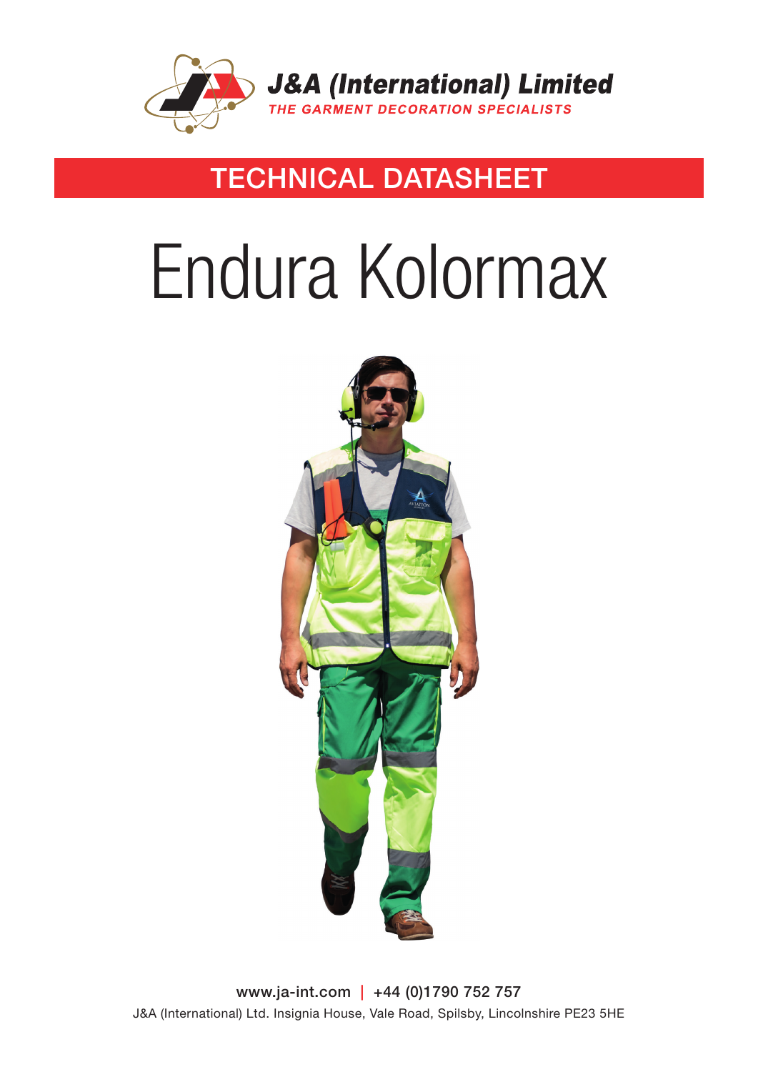**J&A (International) Limited**

*THE GARMENT DECORATION SPECIALISTS*

## TECHNICAL DATASHEET

# Endura Kolormax

www.ja-int.com | +44 (0)1790 752 757

J&A (International) Ltd. Insignia House, Vale Road, Spilsby, Lincolnshire PE23 5HE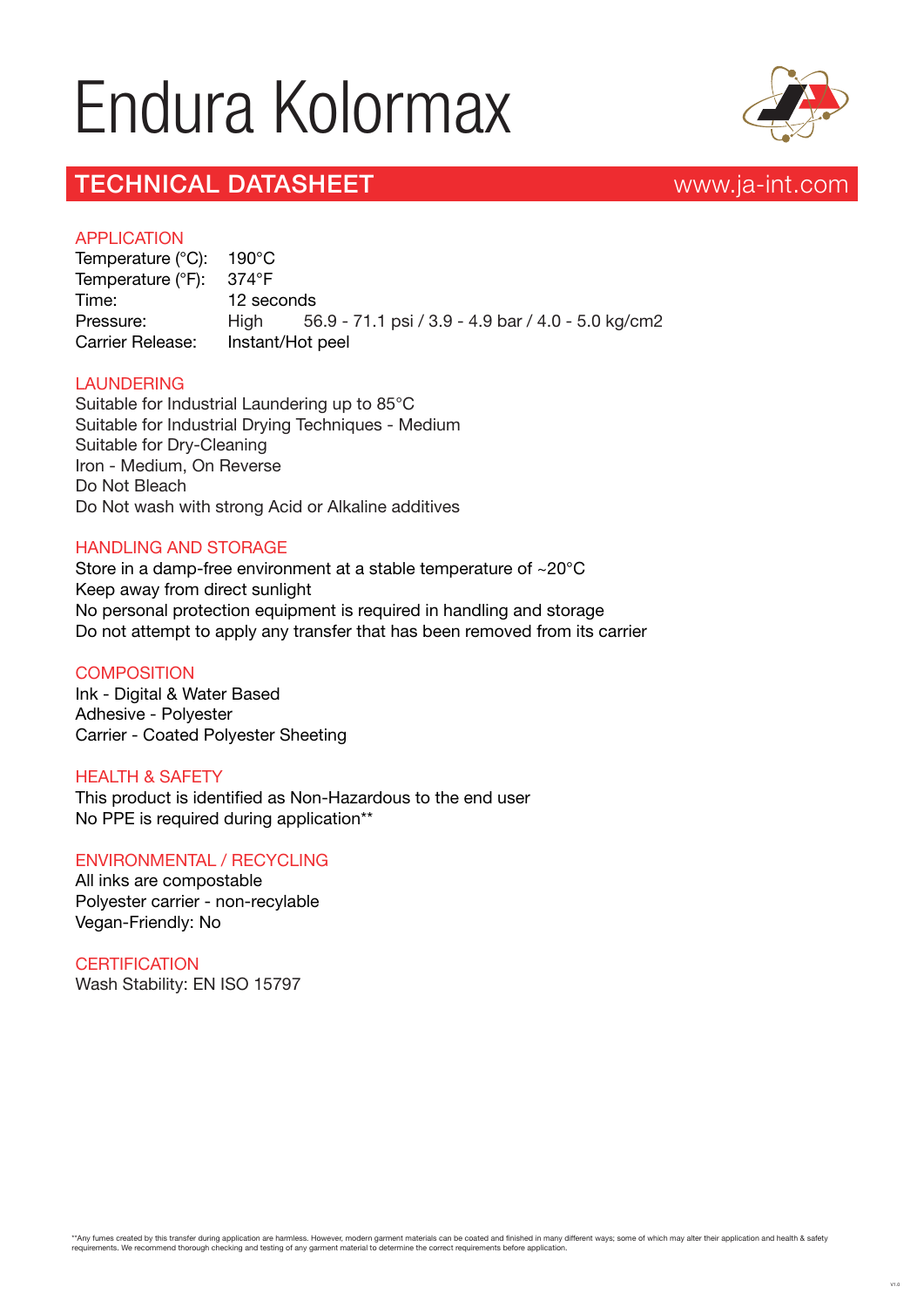# Endura Kolormax

## TECHNICAL DATASHEET

www.ja-int.com

### APPLICATION

| | | |
|---|---|---|
| Temperature (°C): | 190°C | |
| Temperature (°F): | 374°F | |
| Time: | 12 seconds | |
| Pressure: | High | 56.9 - 71.1 psi / 3.9 - 4.9 bar / 4.0 - 5.0 kg/cm2 |
| Carrier Release: | Instant/Hot peel | |

### LAUNDERING

Suitable for Industrial Laundering up to 85°C
Suitable for Industrial Drying Techniques - Medium
Suitable for Dry-Cleaning
Iron - Medium, On Reverse
Do Not Bleach
Do Not wash with strong Acid or Alkaline additives

### HANDLING AND STORAGE

Store in a damp-free environment at a stable temperature of ~20°C
Keep away from direct sunlight
No personal protection equipment is required in handling and storage
Do not attempt to apply any transfer that has been removed from its carrier

### COMPOSITION

Ink - Digital & Water Based
Adhesive - Polyester
Carrier - Coated Polyester Sheeting

### HEALTH & SAFETY

This product is identified as Non-Hazardous to the end user
No PPE is required during application**

### ENVIRONMENTAL / RECYCLING

All inks are compostable
Polyester carrier - non-recylable
Vegan-Friendly: No

### CERTIFICATION

Wash Stability: EN ISO 15797

**Any fumes created by this transfer during application are harmless. However, modern garment materials can be coated and finished in many different ways; some of which may alter their application and health & safety requirements. We recommend thorough checking and testing of any garment material to determine the correct requirements before application.